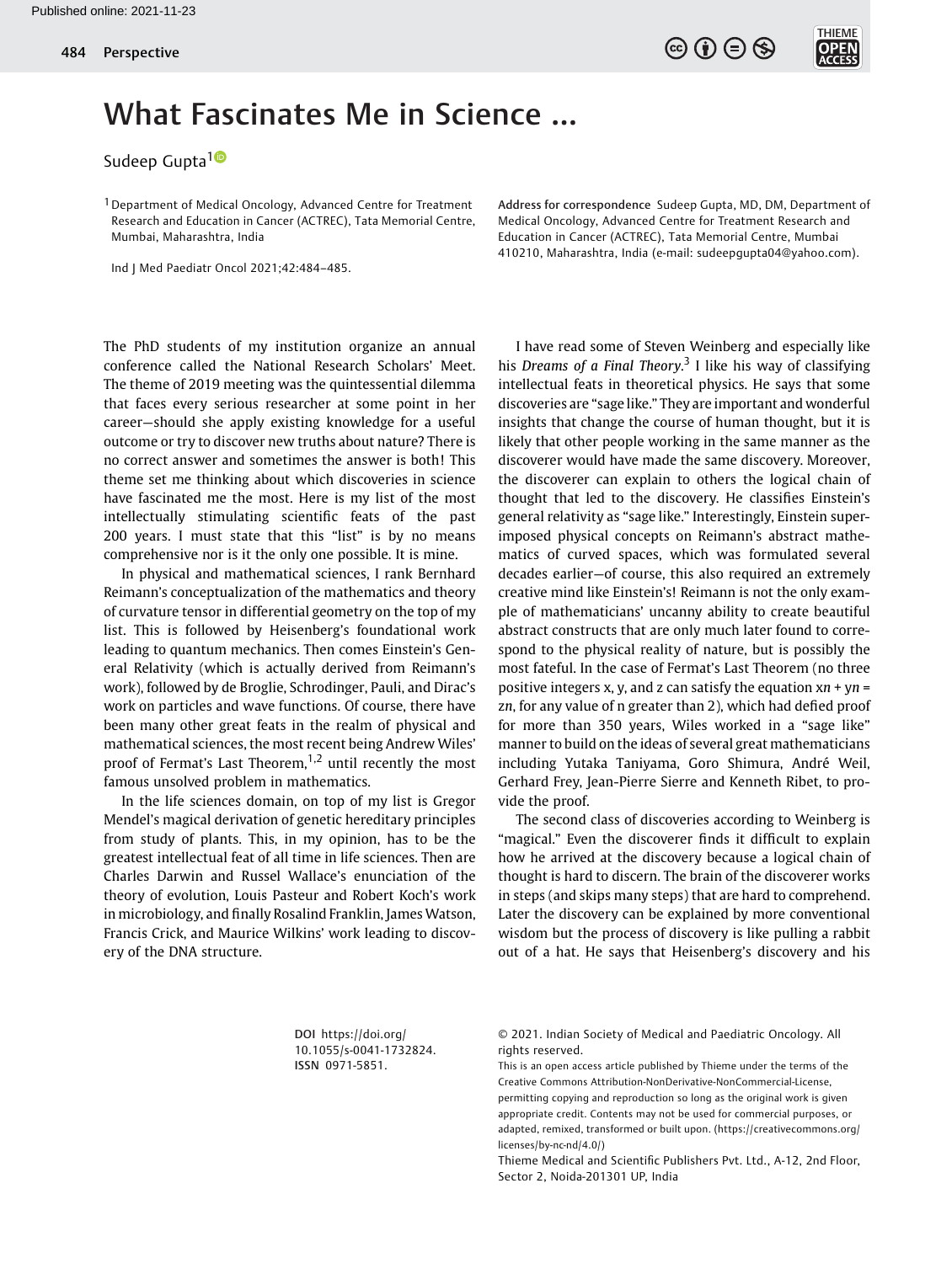# What Fascinates Me in Science ...

Sudeep Gupta[1]

[1] Department of Medical Oncology, Advanced Centre for Treatment Research and Education in Cancer (ACTREC), Tata Memorial Centre, Mumbai, Maharashtra, India

Ind J Med Paediatr Oncol 2021;42:484–485.

**Address for correspondence** Sudeep Gupta, MD, DM, Department of Medical Oncology, Advanced Centre for Treatment Research and Education in Cancer (ACTREC), Tata Memorial Centre, Mumbai 410210, Maharashtra, India (e-mail: sudeepgupta04@yahoo.com).

The PhD students of my institution organize an annual conference called the National Research Scholars' Meet. The theme of 2019 meeting was the quintessential dilemma that faces every serious researcher at some point in her career—should she apply existing knowledge for a useful outcome or try to discover new truths about nature? There is no correct answer and sometimes the answer is both! This theme set me thinking about which discoveries in science have fascinated me the most. Here is my list of the most intellectually stimulating scientific feats of the past 200 years. I must state that this "list" is by no means comprehensive nor is it the only one possible. It is mine.

In physical and mathematical sciences, I rank Bernhard Reimann's conceptualization of the mathematics and theory of curvature tensor in differential geometry on the top of my list. This is followed by Heisenberg's foundational work leading to quantum mechanics. Then comes Einstein's General Relativity (which is actually derived from Reimann's work), followed by de Broglie, Schrodinger, Pauli, and Dirac's work on particles and wave functions. Of course, there have been many other great feats in the realm of physical and mathematical sciences, the most recent being Andrew Wiles' proof of Fermat's Last Theorem,[1,2] until recently the most famous unsolved problem in mathematics.

In the life sciences domain, on top of my list is Gregor Mendel's magical derivation of genetic hereditary principles from study of plants. This, in my opinion, has to be the greatest intellectual feat of all time in life sciences. Then are Charles Darwin and Russel Wallace's enunciation of the theory of evolution, Louis Pasteur and Robert Koch's work in microbiology, and finally Rosalind Franklin, James Watson, Francis Crick, and Maurice Wilkins' work leading to discovery of the DNA structure.

I have read some of Steven Weinberg and especially like his *Dreams of a Final Theory*.[3] I like his way of classifying intellectual feats in theoretical physics. He says that some discoveries are "sage like." They are important and wonderful insights that change the course of human thought, but it is likely that other people working in the same manner as the discoverer would have made the same discovery. Moreover, the discoverer can explain to others the logical chain of thought that led to the discovery. He classifies Einstein's general relativity as "sage like." Interestingly, Einstein superimposed physical concepts on Reimann's abstract mathematics of curved spaces, which was formulated several decades earlier—of course, this also required an extremely creative mind like Einstein's! Reimann is not the only example of mathematicians' uncanny ability to create beautiful abstract constructs that are only much later found to correspond to the physical reality of nature, but is possibly the most fateful. In the case of Fermat's Last Theorem (no three positive integers x, y, and z can satisfy the equation $x^n + y^n = z^n$, for any value of n greater than 2), which had defied proof for more than 350 years, Wiles worked in a "sage like" manner to build on the ideas of several great mathematicians including Yutaka Taniyama, Goro Shimura, André Weil, Gerhard Frey, Jean-Pierre Sierre and Kenneth Ribet, to provide the proof.

The second class of discoveries according to Weinberg is "magical." Even the discoverer finds it difficult to explain how he arrived at the discovery because a logical chain of thought is hard to discern. The brain of the discoverer works in steps (and skips many steps) that are hard to comprehend. Later the discovery can be explained by more conventional wisdom but the process of discovery is like pulling a rabbit out of a hat. He says that Heisenberg's discovery and his

**DOI** https://doi.org/10.1055/s-0041-1732824.
**ISSN** 0971-5851.

© 2021. Indian Society of Medical and Paediatric Oncology. All rights reserved.

This is an open access article published by Thieme under the terms of the Creative Commons Attribution-NonDerivative-NonCommercial-License, permitting copying and reproduction so long as the original work is given appropriate credit. Contents may not be used for commercial purposes, or adapted, remixed, transformed or built upon. (https://creativecommons.org/licenses/by-nc-nd/4.0/)

Thieme Medical and Scientific Publishers Pvt. Ltd., A-12, 2nd Floor, Sector 2, Noida-201301 UP, India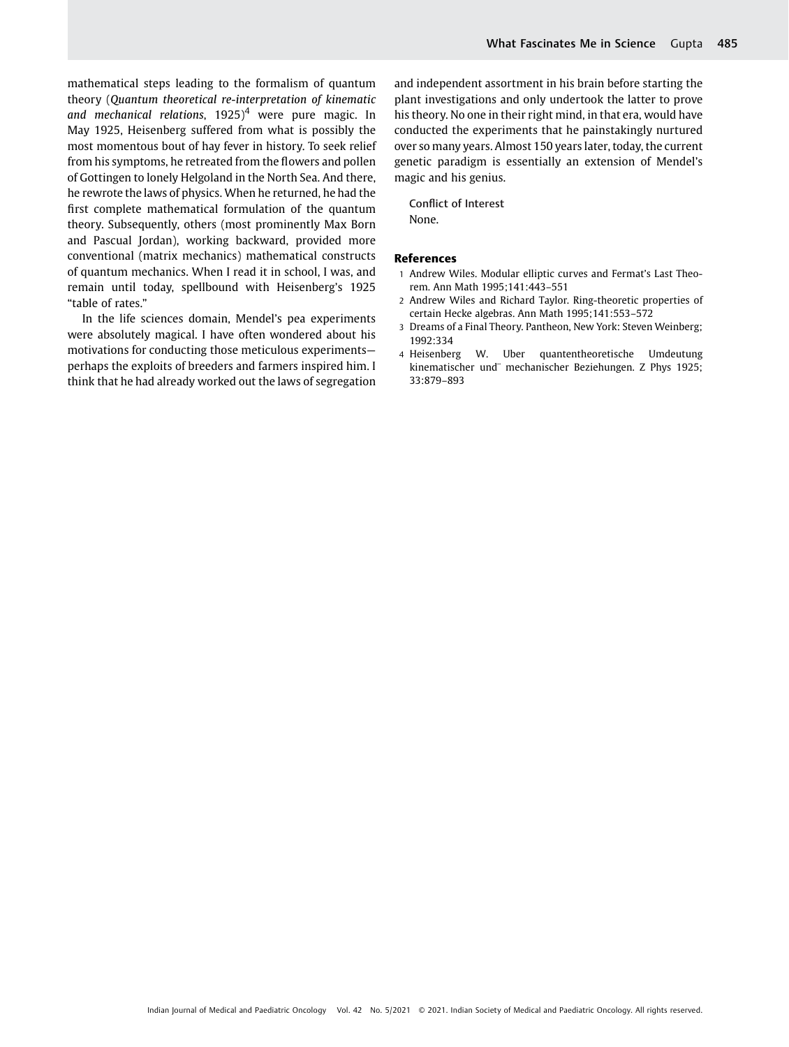mathematical steps leading to the formalism of quantum theory (*Quantum theoretical re-interpretation of kinematic and mechanical relations*, 1925)[4] were pure magic. In May 1925, Heisenberg suffered from what is possibly the most momentous bout of hay fever in history. To seek relief from his symptoms, he retreated from the flowers and pollen of Gottingen to lonely Helgoland in the North Sea. And there, he rewrote the laws of physics. When he returned, he had the first complete mathematical formulation of the quantum theory. Subsequently, others (most prominently Max Born and Pascual Jordan), working backward, provided more conventional (matrix mechanics) mathematical constructs of quantum mechanics. When I read it in school, I was, and remain until today, spellbound with Heisenberg's 1925 "table of rates."

In the life sciences domain, Mendel's pea experiments were absolutely magical. I have often wondered about his motivations for conducting those meticulous experiments—perhaps the exploits of breeders and farmers inspired him. I think that he had already worked out the laws of segregation and independent assortment in his brain before starting the plant investigations and only undertook the latter to prove his theory. No one in their right mind, in that era, would have conducted the experiments that he painstakingly nurtured over so many years. Almost 150 years later, today, the current genetic paradigm is essentially an extension of Mendel's magic and his genius.

Conflict of Interest
None.

## References

1. Andrew Wiles. Modular elliptic curves and Fermat's Last Theorem. Ann Math 1995;141:443–551
2. Andrew Wiles and Richard Taylor. Ring-theoretic properties of certain Hecke algebras. Ann Math 1995;141:553–572
3. Dreams of a Final Theory. Pantheon, New York: Steven Weinberg; 1992:334
4. Heisenberg W. Uber quantentheoretische Umdeutung kinematischer und¨ mechanischer Beziehungen. Z Phys 1925; 33:879–893